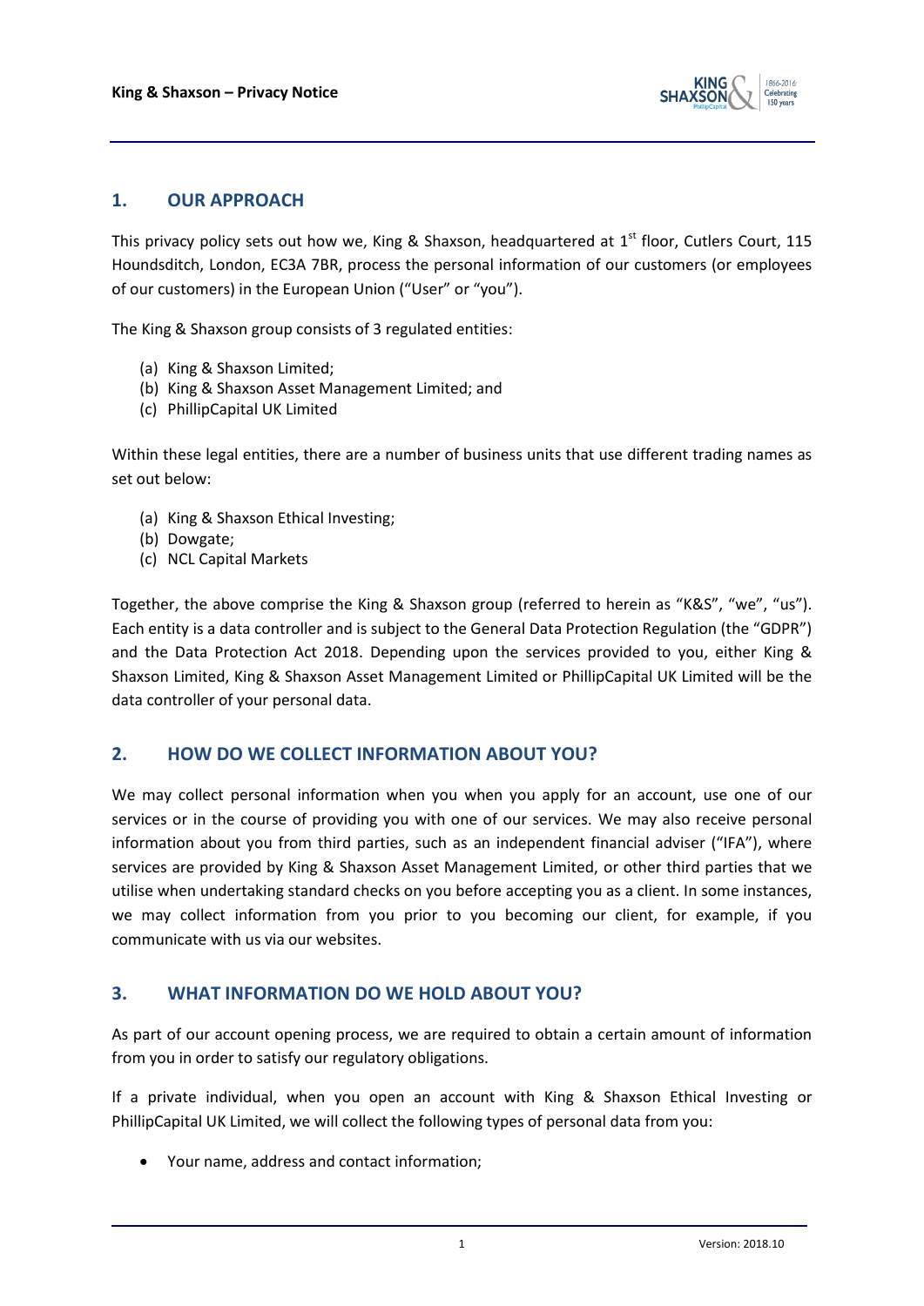## 1. OUR APPROACH

This privacy policy sets out how we, King & Shaxson, headquartered at 1st floor, Cutlers Court, 115 Houndsditch, London, EC3A 7BR, process the personal information of our customers (or employees of our customers) in the European Union ("User" or "you").

The King & Shaxson group consists of 3 regulated entities:

(a) King & Shaxson Limited;
(b) King & Shaxson Asset Management Limited; and
(c) PhillipCapital UK Limited

Within these legal entities, there are a number of business units that use different trading names as set out below:

(a) King & Shaxson Ethical Investing;
(b) Dowgate;
(c) NCL Capital Markets

Together, the above comprise the King & Shaxson group (referred to herein as "K&S", "we", "us"). Each entity is a data controller and is subject to the General Data Protection Regulation (the "GDPR") and the Data Protection Act 2018. Depending upon the services provided to you, either King & Shaxson Limited, King & Shaxson Asset Management Limited or PhillipCapital UK Limited will be the data controller of your personal data.

## 2. HOW DO WE COLLECT INFORMATION ABOUT YOU?

We may collect personal information when you when you apply for an account, use one of our services or in the course of providing you with one of our services. We may also receive personal information about you from third parties, such as an independent financial adviser ("IFA"), where services are provided by King & Shaxson Asset Management Limited, or other third parties that we utilise when undertaking standard checks on you before accepting you as a client. In some instances, we may collect information from you prior to you becoming our client, for example, if you communicate with us via our websites.

## 3. WHAT INFORMATION DO WE HOLD ABOUT YOU?

As part of our account opening process, we are required to obtain a certain amount of information from you in order to satisfy our regulatory obligations.

If a private individual, when you open an account with King & Shaxson Ethical Investing or PhillipCapital UK Limited, we will collect the following types of personal data from you:

- Your name, address and contact information;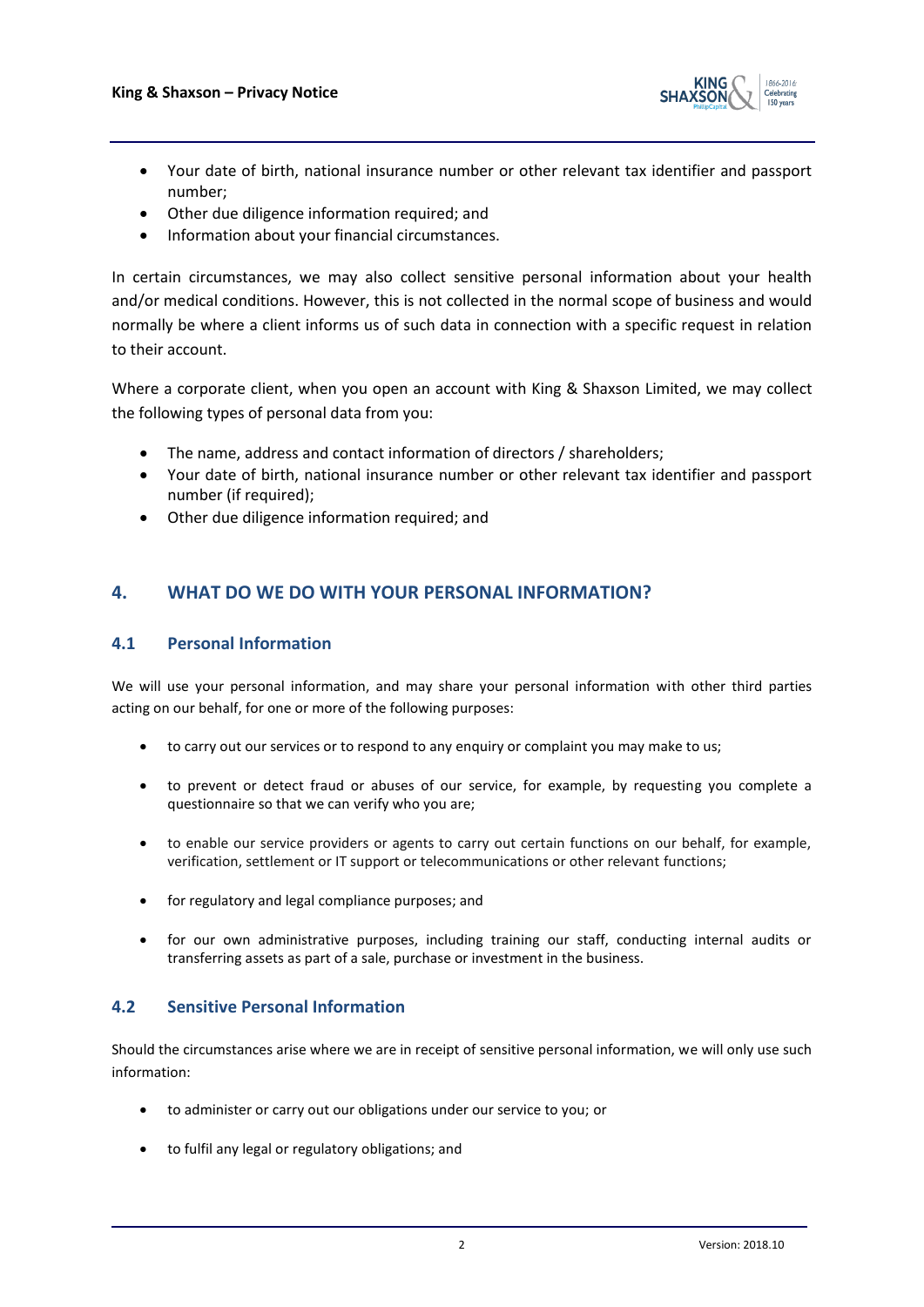- Your date of birth, national insurance number or other relevant tax identifier and passport number;
- Other due diligence information required; and
- Information about your financial circumstances.

In certain circumstances, we may also collect sensitive personal information about your health and/or medical conditions. However, this is not collected in the normal scope of business and would normally be where a client informs us of such data in connection with a specific request in relation to their account.

Where a corporate client, when you open an account with King & Shaxson Limited, we may collect the following types of personal data from you:

- The name, address and contact information of directors / shareholders;
- Your date of birth, national insurance number or other relevant tax identifier and passport number (if required);
- Other due diligence information required; and

## 4. WHAT DO WE DO WITH YOUR PERSONAL INFORMATION?

### 4.1 Personal Information

We will use your personal information, and may share your personal information with other third parties acting on our behalf, for one or more of the following purposes:

- to carry out our services or to respond to any enquiry or complaint you may make to us;
- to prevent or detect fraud or abuses of our service, for example, by requesting you complete a questionnaire so that we can verify who you are;
- to enable our service providers or agents to carry out certain functions on our behalf, for example, verification, settlement or IT support or telecommunications or other relevant functions;
- for regulatory and legal compliance purposes; and
- for our own administrative purposes, including training our staff, conducting internal audits or transferring assets as part of a sale, purchase or investment in the business.

### 4.2 Sensitive Personal Information

Should the circumstances arise where we are in receipt of sensitive personal information, we will only use such information:

- to administer or carry out our obligations under our service to you; or
- to fulfil any legal or regulatory obligations; and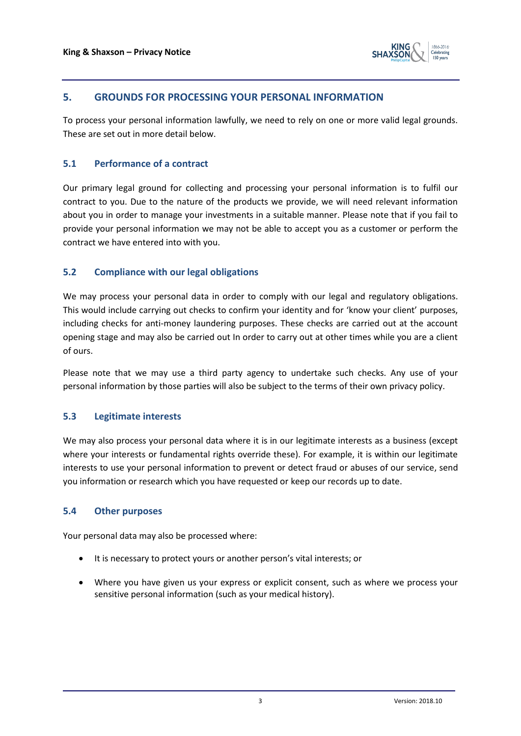## 5. GROUNDS FOR PROCESSING YOUR PERSONAL INFORMATION

To process your personal information lawfully, we need to rely on one or more valid legal grounds. These are set out in more detail below.

### 5.1 Performance of a contract

Our primary legal ground for collecting and processing your personal information is to fulfil our contract to you. Due to the nature of the products we provide, we will need relevant information about you in order to manage your investments in a suitable manner. Please note that if you fail to provide your personal information we may not be able to accept you as a customer or perform the contract we have entered into with you.

### 5.2 Compliance with our legal obligations

We may process your personal data in order to comply with our legal and regulatory obligations. This would include carrying out checks to confirm your identity and for 'know your client' purposes, including checks for anti-money laundering purposes. These checks are carried out at the account opening stage and may also be carried out In order to carry out at other times while you are a client of ours.

Please note that we may use a third party agency to undertake such checks. Any use of your personal information by those parties will also be subject to the terms of their own privacy policy.

### 5.3 Legitimate interests

We may also process your personal data where it is in our legitimate interests as a business (except where your interests or fundamental rights override these). For example, it is within our legitimate interests to use your personal information to prevent or detect fraud or abuses of our service, send you information or research which you have requested or keep our records up to date.

### 5.4 Other purposes

Your personal data may also be processed where:

- It is necessary to protect yours or another person's vital interests; or
- Where you have given us your express or explicit consent, such as where we process your sensitive personal information (such as your medical history).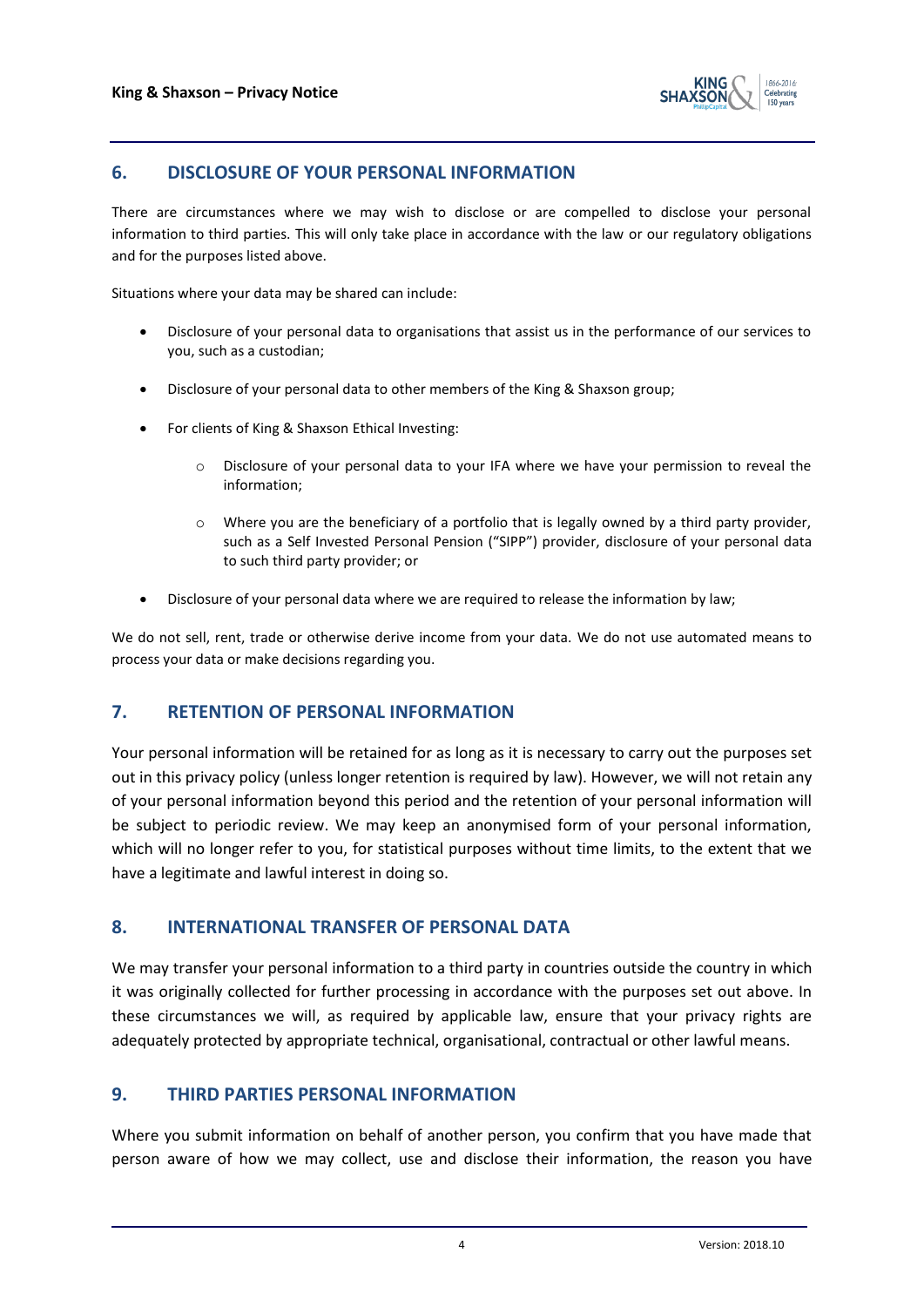## 6. DISCLOSURE OF YOUR PERSONAL INFORMATION

There are circumstances where we may wish to disclose or are compelled to disclose your personal information to third parties. This will only take place in accordance with the law or our regulatory obligations and for the purposes listed above.

Situations where your data may be shared can include:

- Disclosure of your personal data to organisations that assist us in the performance of our services to you, such as a custodian;
- Disclosure of your personal data to other members of the King & Shaxson group;
- For clients of King & Shaxson Ethical Investing:
  - Disclosure of your personal data to your IFA where we have your permission to reveal the information;
  - Where you are the beneficiary of a portfolio that is legally owned by a third party provider, such as a Self Invested Personal Pension ("SIPP") provider, disclosure of your personal data to such third party provider; or
- Disclosure of your personal data where we are required to release the information by law;

We do not sell, rent, trade or otherwise derive income from your data. We do not use automated means to process your data or make decisions regarding you.

## 7. RETENTION OF PERSONAL INFORMATION

Your personal information will be retained for as long as it is necessary to carry out the purposes set out in this privacy policy (unless longer retention is required by law). However, we will not retain any of your personal information beyond this period and the retention of your personal information will be subject to periodic review. We may keep an anonymised form of your personal information, which will no longer refer to you, for statistical purposes without time limits, to the extent that we have a legitimate and lawful interest in doing so.

## 8. INTERNATIONAL TRANSFER OF PERSONAL DATA

We may transfer your personal information to a third party in countries outside the country in which it was originally collected for further processing in accordance with the purposes set out above. In these circumstances we will, as required by applicable law, ensure that your privacy rights are adequately protected by appropriate technical, organisational, contractual or other lawful means.

## 9. THIRD PARTIES PERSONAL INFORMATION

Where you submit information on behalf of another person, you confirm that you have made that person aware of how we may collect, use and disclose their information, the reason you have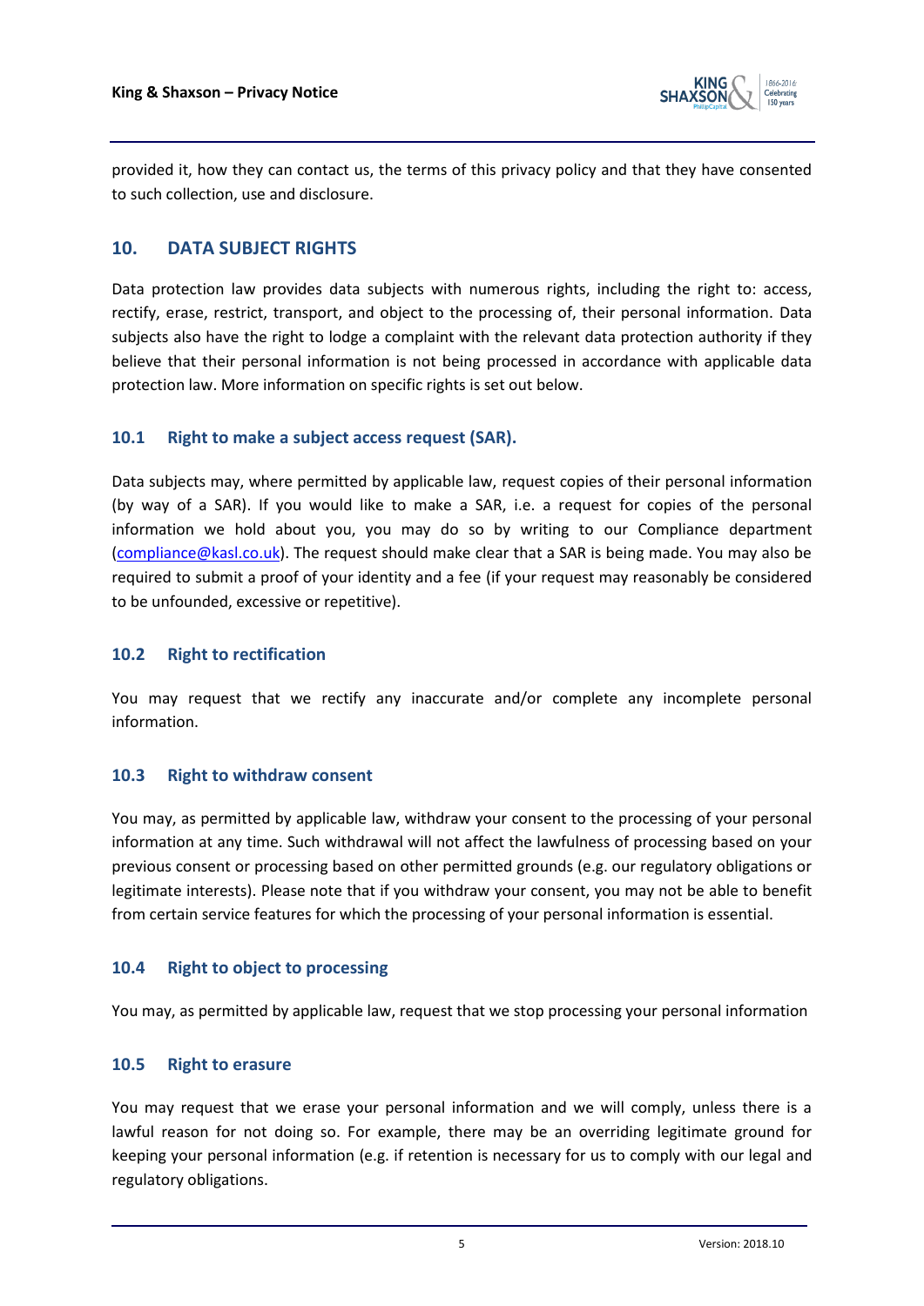provided it, how they can contact us, the terms of this privacy policy and that they have consented to such collection, use and disclosure.

## 10. DATA SUBJECT RIGHTS

Data protection law provides data subjects with numerous rights, including the right to: access, rectify, erase, restrict, transport, and object to the processing of, their personal information. Data subjects also have the right to lodge a complaint with the relevant data protection authority if they believe that their personal information is not being processed in accordance with applicable data protection law. More information on specific rights is set out below.

### 10.1 Right to make a subject access request (SAR).

Data subjects may, where permitted by applicable law, request copies of their personal information (by way of a SAR). If you would like to make a SAR, i.e. a request for copies of the personal information we hold about you, you may do so by writing to our Compliance department (compliance@kasl.co.uk). The request should make clear that a SAR is being made. You may also be required to submit a proof of your identity and a fee (if your request may reasonably be considered to be unfounded, excessive or repetitive).

### 10.2 Right to rectification

You may request that we rectify any inaccurate and/or complete any incomplete personal information.

### 10.3 Right to withdraw consent

You may, as permitted by applicable law, withdraw your consent to the processing of your personal information at any time. Such withdrawal will not affect the lawfulness of processing based on your previous consent or processing based on other permitted grounds (e.g. our regulatory obligations or legitimate interests). Please note that if you withdraw your consent, you may not be able to benefit from certain service features for which the processing of your personal information is essential.

### 10.4 Right to object to processing

You may, as permitted by applicable law, request that we stop processing your personal information

### 10.5 Right to erasure

You may request that we erase your personal information and we will comply, unless there is a lawful reason for not doing so. For example, there may be an overriding legitimate ground for keeping your personal information (e.g. if retention is necessary for us to comply with our legal and regulatory obligations.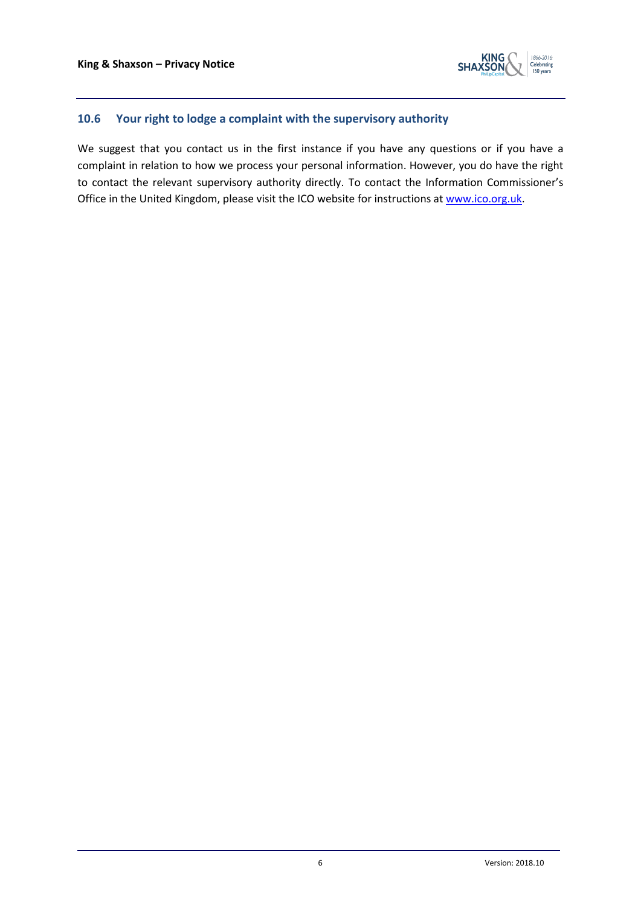### 10.6 Your right to lodge a complaint with the supervisory authority

We suggest that you contact us in the first instance if you have any questions or if you have a complaint in relation to how we process your personal information. However, you do have the right to contact the relevant supervisory authority directly. To contact the Information Commissioner's Office in the United Kingdom, please visit the ICO website for instructions at [www.ico.org.uk](http://www.ico.org.uk).